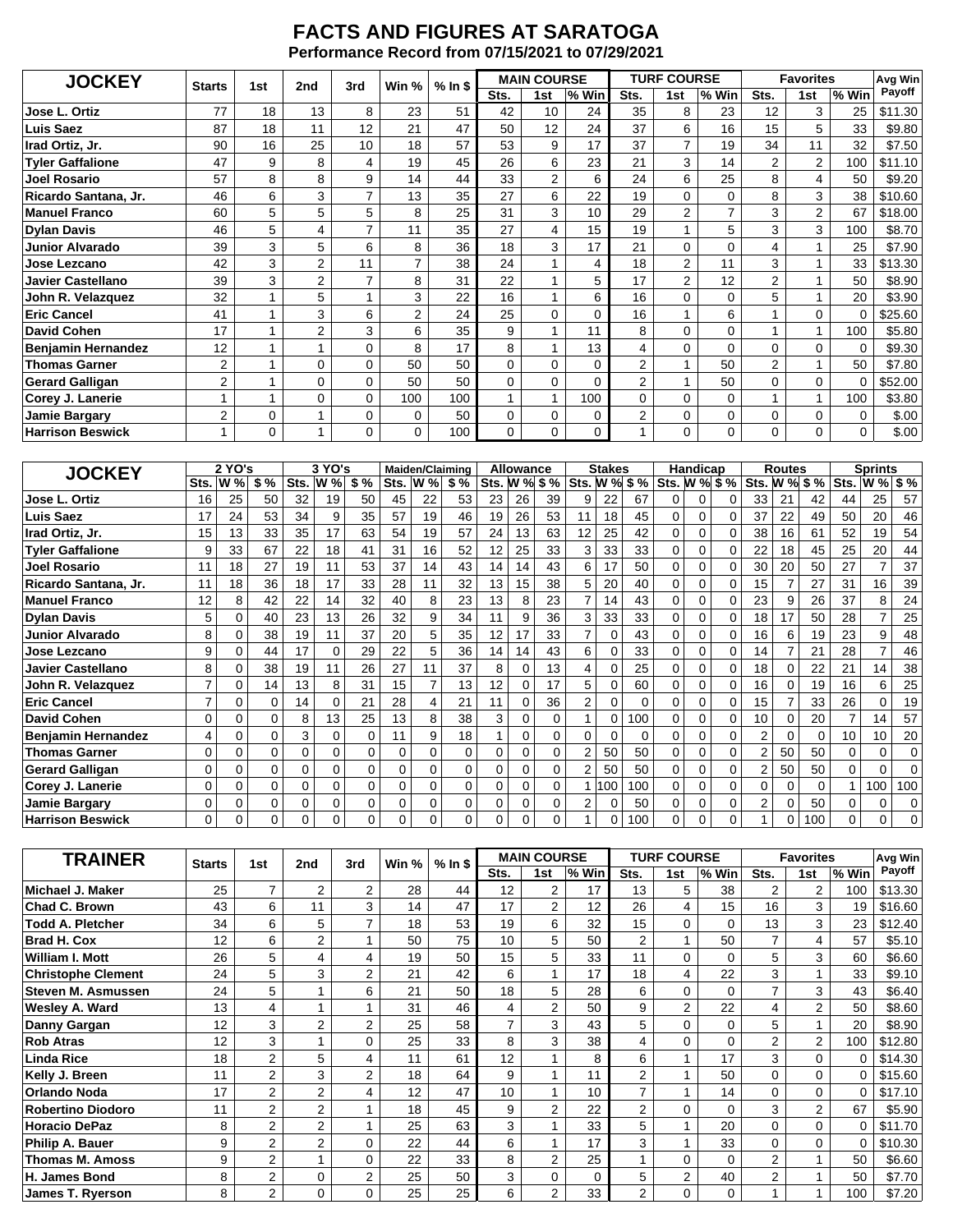# FACTS AND FIGURES AT SARATOGA

**Performance Record from 07/15/2021 to 07/29/2021**

| JOCKEY | Starts | 1st | 2nd | 3rd | Win % | % In $ | MAIN COURSE | | | TURF COURSE | | | Favorites | | | Avg Win Payoff |
|---|---|---|---|---|---|---|---|---|---|---|---|---|---|---|---|---|
| | | | | | | | Sts. | 1st | % Win | Sts. | 1st | % Win | Sts. | 1st | % Win | |
| Jose L. Ortiz | 77 | 18 | 13 | 8 | 23 | 51 | 42 | 10 | 24 | 35 | 8 | 23 | 12 | 3 | 25 | $11.30 |
| Luis Saez | 87 | 18 | 11 | 12 | 21 | 47 | 50 | 12 | 24 | 37 | 6 | 16 | 15 | 5 | 33 | $9.80 |
| Irad Ortiz, Jr. | 90 | 16 | 25 | 10 | 18 | 57 | 53 | 9 | 17 | 37 | 7 | 19 | 34 | 11 | 32 | $7.50 |
| Tyler Gaffalione | 47 | 9 | 8 | 4 | 19 | 45 | 26 | 6 | 23 | 21 | 3 | 14 | 2 | 2 | 100 | $11.10 |
| Joel Rosario | 57 | 8 | 8 | 9 | 14 | 44 | 33 | 2 | 6 | 24 | 6 | 25 | 8 | 4 | 50 | $9.20 |
| Ricardo Santana, Jr. | 46 | 6 | 3 | 7 | 13 | 35 | 27 | 6 | 22 | 19 | 0 | 0 | 8 | 3 | 38 | $10.60 |
| Manuel Franco | 60 | 5 | 5 | 5 | 8 | 25 | 31 | 3 | 10 | 29 | 2 | 7 | 3 | 2 | 67 | $18.00 |
| Dylan Davis | 46 | 5 | 4 | 7 | 11 | 35 | 27 | 4 | 15 | 19 | 1 | 5 | 3 | 3 | 100 | $8.70 |
| Junior Alvarado | 39 | 3 | 5 | 6 | 8 | 36 | 18 | 3 | 17 | 21 | 0 | 0 | 4 | 1 | 25 | $7.90 |
| Jose Lezcano | 42 | 3 | 2 | 11 | 7 | 38 | 24 | 1 | 4 | 18 | 2 | 11 | 3 | 1 | 33 | $13.30 |
| Javier Castellano | 39 | 3 | 2 | 7 | 8 | 31 | 22 | 1 | 5 | 17 | 2 | 12 | 2 | 1 | 50 | $8.90 |
| John R. Velazquez | 32 | 1 | 5 | 1 | 3 | 22 | 16 | 1 | 6 | 16 | 0 | 0 | 5 | 1 | 20 | $3.90 |
| Eric Cancel | 41 | 1 | 3 | 6 | 2 | 24 | 25 | 0 | 0 | 16 | 1 | 6 | 1 | 0 | 0 | $25.60 |
| David Cohen | 17 | 1 | 2 | 3 | 6 | 35 | 9 | 1 | 11 | 8 | 0 | 0 | 1 | 1 | 100 | $5.80 |
| Benjamin Hernandez | 12 | 1 | 1 | 0 | 8 | 17 | 8 | 1 | 13 | 4 | 0 | 0 | 0 | 0 | 0 | $9.30 |
| Thomas Garner | 2 | 1 | 0 | 0 | 50 | 50 | 0 | 0 | 0 | 2 | 1 | 50 | 2 | 1 | 50 | $7.80 |
| Gerard Galligan | 2 | 1 | 0 | 0 | 50 | 50 | 0 | 0 | 0 | 2 | 1 | 50 | 0 | 0 | 0 | $52.00 |
| Corey J. Lanerie | 1 | 1 | 0 | 0 | 100 | 100 | 1 | 1 | 100 | 0 | 0 | 0 | 1 | 1 | 100 | $3.80 |
| Jamie Bargary | 2 | 0 | 1 | 0 | 0 | 50 | 0 | 0 | 0 | 2 | 0 | 0 | 0 | 0 | 0 | $.00 |
| Harrison Beswick | 1 | 0 | 1 | 0 | 0 | 100 | 0 | 0 | 0 | 1 | 0 | 0 | 0 | 0 | 0 | $.00 |

| JOCKEY | 2 YO's | | | 3 YO's | | | Maiden/Claiming | | | Allowance | | | Stakes | | | Handicap | | | Routes | | | Sprints | | |
|---|---|---|---|---|---|---|---|---|---|---|---|---|---|---|---|---|---|---|---|---|---|---|---|---|
| | Sts. | W % | $ % | Sts. | W % | $ % | Sts. | W % | $ % | Sts. | W % | $ % | Sts. | W % | $ % | Sts. | W % | $ % | Sts. | W % | $ % | Sts. | W % | $ % |
| Jose L. Ortiz | 16 | 25 | 50 | 32 | 19 | 50 | 45 | 22 | 53 | 23 | 26 | 39 | 9 | 22 | 67 | 0 | 0 | 0 | 33 | 21 | 42 | 44 | 25 | 57 |
| Luis Saez | 17 | 24 | 53 | 34 | 9 | 35 | 57 | 19 | 46 | 19 | 26 | 53 | 11 | 18 | 45 | 0 | 0 | 0 | 37 | 22 | 49 | 50 | 20 | 46 |
| Irad Ortiz, Jr. | 15 | 13 | 33 | 35 | 17 | 63 | 54 | 19 | 57 | 24 | 13 | 63 | 12 | 25 | 42 | 0 | 0 | 0 | 38 | 16 | 61 | 52 | 19 | 54 |
| Tyler Gaffalione | 9 | 33 | 67 | 22 | 18 | 41 | 31 | 16 | 52 | 12 | 25 | 33 | 3 | 33 | 33 | 0 | 0 | 0 | 22 | 18 | 45 | 25 | 20 | 44 |
| Joel Rosario | 11 | 18 | 27 | 19 | 11 | 53 | 37 | 14 | 43 | 14 | 14 | 43 | 6 | 17 | 50 | 0 | 0 | 0 | 30 | 20 | 50 | 27 | 7 | 37 |
| Ricardo Santana, Jr. | 11 | 18 | 36 | 18 | 17 | 33 | 28 | 11 | 32 | 13 | 15 | 38 | 5 | 20 | 40 | 0 | 0 | 0 | 15 | 7 | 27 | 31 | 16 | 39 |
| Manuel Franco | 12 | 8 | 42 | 22 | 14 | 32 | 40 | 8 | 23 | 13 | 8 | 23 | 7 | 14 | 43 | 0 | 0 | 0 | 23 | 9 | 26 | 37 | 8 | 24 |
| Dylan Davis | 5 | 0 | 40 | 23 | 13 | 26 | 32 | 9 | 34 | 11 | 9 | 36 | 3 | 33 | 33 | 0 | 0 | 0 | 18 | 17 | 50 | 28 | 7 | 25 |
| Junior Alvarado | 8 | 0 | 38 | 19 | 11 | 37 | 20 | 5 | 35 | 12 | 17 | 33 | 7 | 0 | 43 | 0 | 0 | 0 | 16 | 6 | 19 | 23 | 9 | 48 |
| Jose Lezcano | 9 | 0 | 44 | 17 | 0 | 29 | 22 | 5 | 36 | 14 | 14 | 43 | 6 | 0 | 33 | 0 | 0 | 0 | 14 | 7 | 21 | 28 | 7 | 46 |
| Javier Castellano | 8 | 0 | 38 | 19 | 11 | 26 | 27 | 11 | 37 | 8 | 0 | 13 | 4 | 0 | 25 | 0 | 0 | 0 | 18 | 0 | 22 | 21 | 14 | 38 |
| John R. Velazquez | 7 | 0 | 14 | 13 | 8 | 31 | 15 | 7 | 13 | 12 | 0 | 17 | 5 | 0 | 60 | 0 | 0 | 0 | 16 | 0 | 19 | 16 | 6 | 25 |
| Eric Cancel | 7 | 0 | 0 | 14 | 0 | 21 | 28 | 4 | 21 | 11 | 0 | 36 | 2 | 0 | 0 | 0 | 0 | 0 | 15 | 7 | 33 | 26 | 0 | 19 |
| David Cohen | 0 | 0 | 0 | 8 | 13 | 25 | 13 | 8 | 38 | 3 | 0 | 0 | 1 | 0 | 100 | 0 | 0 | 0 | 10 | 0 | 20 | 7 | 14 | 57 |
| Benjamin Hernandez | 4 | 0 | 0 | 3 | 0 | 0 | 11 | 9 | 18 | 1 | 0 | 0 | 0 | 0 | 0 | 0 | 0 | 0 | 2 | 0 | 0 | 10 | 10 | 20 |
| Thomas Garner | 0 | 0 | 0 | 0 | 0 | 0 | 0 | 0 | 0 | 0 | 0 | 0 | 2 | 50 | 50 | 0 | 0 | 0 | 2 | 50 | 50 | 0 | 0 | 0 |
| Gerard Galligan | 0 | 0 | 0 | 0 | 0 | 0 | 0 | 0 | 0 | 0 | 0 | 0 | 2 | 50 | 50 | 0 | 0 | 0 | 2 | 50 | 50 | 0 | 0 | 0 |
| Corey J. Lanerie | 0 | 0 | 0 | 0 | 0 | 0 | 0 | 0 | 0 | 0 | 0 | 0 | 1 | 100 | 100 | 0 | 0 | 0 | 0 | 0 | 0 | 1 | 100 | 100 |
| Jamie Bargary | 0 | 0 | 0 | 0 | 0 | 0 | 0 | 0 | 0 | 0 | 0 | 0 | 2 | 0 | 50 | 0 | 0 | 0 | 2 | 0 | 50 | 0 | 0 | 0 |
| Harrison Beswick | 0 | 0 | 0 | 0 | 0 | 0 | 0 | 0 | 0 | 0 | 0 | 0 | 1 | 0 | 100 | 0 | 0 | 0 | 1 | 0 | 100 | 0 | 0 | 0 |

| TRAINER | Starts | 1st | 2nd | 3rd | Win % | % In $ | MAIN COURSE | | | TURF COURSE | | | Favorites | | | Avg Win Payoff |
|---|---|---|---|---|---|---|---|---|---|---|---|---|---|---|---|---|
| | | | | | | | Sts. | 1st | % Win | Sts. | 1st | % Win | Sts. | 1st | % Win | |
| Michael J. Maker | 25 | 7 | 2 | 2 | 28 | 44 | 12 | 2 | 17 | 13 | 5 | 38 | 2 | 2 | 100 | $13.30 |
| Chad C. Brown | 43 | 6 | 11 | 3 | 14 | 47 | 17 | 2 | 12 | 26 | 4 | 15 | 16 | 3 | 19 | $16.60 |
| Todd A. Pletcher | 34 | 6 | 5 | 7 | 18 | 53 | 19 | 6 | 32 | 15 | 0 | 0 | 13 | 3 | 23 | $12.40 |
| Brad H. Cox | 12 | 6 | 2 | 1 | 50 | 75 | 10 | 5 | 50 | 2 | 1 | 50 | 7 | 4 | 57 | $5.10 |
| William I. Mott | 26 | 5 | 4 | 4 | 19 | 50 | 15 | 5 | 33 | 11 | 0 | 0 | 5 | 3 | 60 | $6.60 |
| Christophe Clement | 24 | 5 | 3 | 2 | 21 | 42 | 6 | 1 | 17 | 18 | 4 | 22 | 3 | 1 | 33 | $9.10 |
| Steven M. Asmussen | 24 | 5 | 1 | 6 | 21 | 50 | 18 | 5 | 28 | 6 | 0 | 0 | 7 | 3 | 43 | $6.40 |
| Wesley A. Ward | 13 | 4 | 1 | 1 | 31 | 46 | 4 | 2 | 50 | 9 | 2 | 22 | 4 | 2 | 50 | $8.60 |
| Danny Gargan | 12 | 3 | 2 | 2 | 25 | 58 | 7 | 3 | 43 | 5 | 0 | 0 | 5 | 1 | 20 | $8.90 |
| Rob Atras | 12 | 3 | 1 | 0 | 25 | 33 | 8 | 3 | 38 | 4 | 0 | 0 | 2 | 2 | 100 | $12.80 |
| Linda Rice | 18 | 2 | 5 | 4 | 11 | 61 | 12 | 1 | 8 | 6 | 1 | 17 | 3 | 0 | 0 | $14.30 |
| Kelly J. Breen | 11 | 2 | 3 | 2 | 18 | 64 | 9 | 1 | 11 | 2 | 1 | 50 | 0 | 0 | 0 | $15.60 |
| Orlando Noda | 17 | 2 | 2 | 4 | 12 | 47 | 10 | 1 | 10 | 7 | 1 | 14 | 0 | 0 | 0 | $17.10 |
| Robertino Diodoro | 11 | 2 | 2 | 1 | 18 | 45 | 9 | 2 | 22 | 2 | 0 | 0 | 3 | 2 | 67 | $5.90 |
| Horacio DePaz | 8 | 2 | 2 | 1 | 25 | 63 | 3 | 1 | 33 | 5 | 1 | 20 | 0 | 0 | 0 | $11.70 |
| Philip A. Bauer | 9 | 2 | 2 | 0 | 22 | 44 | 6 | 1 | 17 | 3 | 1 | 33 | 0 | 0 | 0 | $10.30 |
| Thomas M. Amoss | 9 | 2 | 1 | 0 | 22 | 33 | 8 | 2 | 25 | 1 | 0 | 0 | 2 | 1 | 50 | $6.60 |
| H. James Bond | 8 | 2 | 0 | 2 | 25 | 50 | 3 | 0 | 0 | 5 | 2 | 40 | 2 | 1 | 50 | $7.70 |
| James T. Ryerson | 8 | 2 | 0 | 0 | 25 | 25 | 6 | 2 | 33 | 2 | 0 | 0 | 1 | 1 | 100 | $7.20 |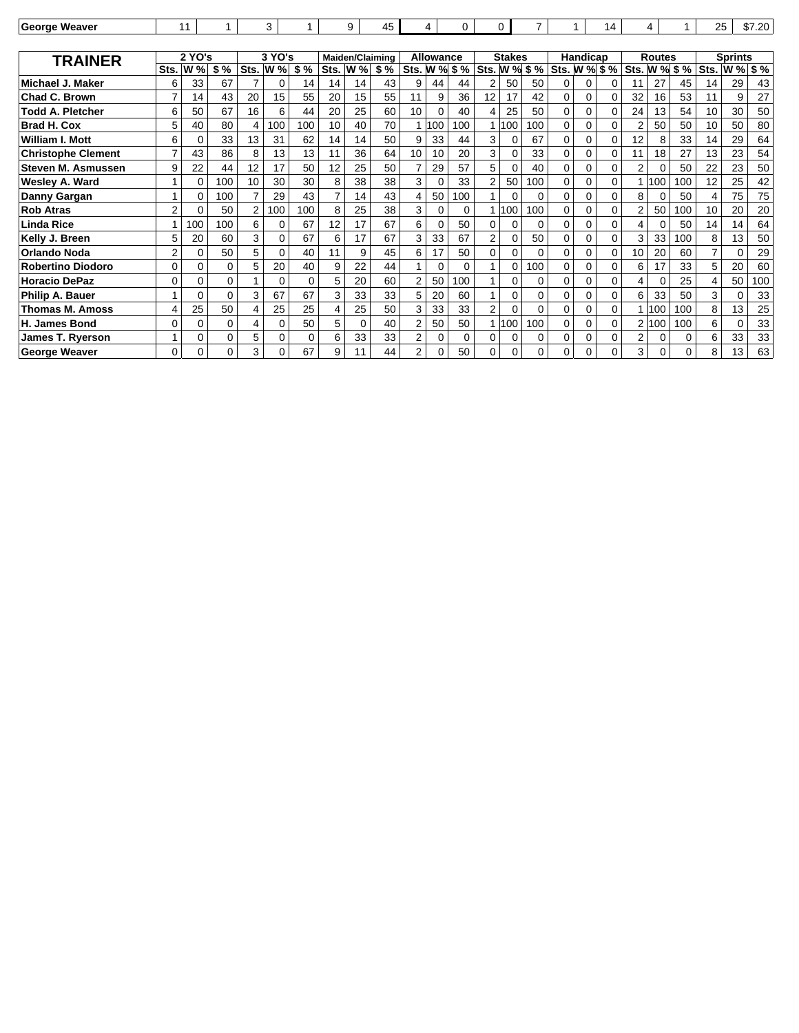| | | | | | | | | | | | | | | |
|---|---|---|---|---|---|---|---|---|---|---|---|---|---|---|
| George Weaver | 11 | 1 | 3 | 1 | 9 | 45 | 4 | 0 | 0 | 7 | 1 | 14 | 4 | 1 | 25 | $7.20 |

| TRAINER | 2 YO's | | | 3 YO's | | | Maiden/Claiming | | | Allowance | | | Stakes | | | Handicap | | | Routes | | | Sprints | | |
|---|---|---|---|---|---|---|---|---|---|---|---|---|---|---|---|---|---|---|---|---|---|---|---|---|
| | Sts. | W % | $ % | Sts. | W % | $ % | Sts. | W % | $ % | Sts. | W % | $ % | Sts. | W % | $ % | Sts. | W % | $ % | Sts. | W % | $ % | Sts. | W % | $ % |
| Michael J. Maker | 6 | 33 | 67 | 7 | 0 | 14 | 14 | 14 | 43 | 9 | 44 | 44 | 2 | 50 | 50 | 0 | 0 | 0 | 11 | 27 | 45 | 14 | 29 | 43 |
| Chad C. Brown | 7 | 14 | 43 | 20 | 15 | 55 | 20 | 15 | 55 | 11 | 9 | 36 | 12 | 17 | 42 | 0 | 0 | 0 | 32 | 16 | 53 | 11 | 9 | 27 |
| Todd A. Pletcher | 6 | 50 | 67 | 16 | 6 | 44 | 20 | 25 | 60 | 10 | 0 | 40 | 4 | 25 | 50 | 0 | 0 | 0 | 24 | 13 | 54 | 10 | 30 | 50 |
| Brad H. Cox | 5 | 40 | 80 | 4 | 100 | 100 | 10 | 40 | 70 | 1 | 100 | 100 | 1 | 100 | 100 | 0 | 0 | 0 | 2 | 50 | 50 | 10 | 50 | 80 |
| William I. Mott | 6 | 0 | 33 | 13 | 31 | 62 | 14 | 14 | 50 | 9 | 33 | 44 | 3 | 0 | 67 | 0 | 0 | 0 | 12 | 8 | 33 | 14 | 29 | 64 |
| Christophe Clement | 7 | 43 | 86 | 8 | 13 | 13 | 11 | 36 | 64 | 10 | 10 | 20 | 3 | 0 | 33 | 0 | 0 | 0 | 11 | 18 | 27 | 13 | 23 | 54 |
| Steven M. Asmussen | 9 | 22 | 44 | 12 | 17 | 50 | 12 | 25 | 50 | 7 | 29 | 57 | 5 | 0 | 40 | 0 | 0 | 0 | 2 | 0 | 50 | 22 | 23 | 50 |
| Wesley A. Ward | 1 | 0 | 100 | 10 | 30 | 30 | 8 | 38 | 38 | 3 | 0 | 33 | 2 | 50 | 100 | 0 | 0 | 0 | 1 | 100 | 100 | 12 | 25 | 42 |
| Danny Gargan | 1 | 0 | 100 | 7 | 29 | 43 | 7 | 14 | 43 | 4 | 50 | 100 | 1 | 0 | 0 | 0 | 0 | 0 | 8 | 0 | 50 | 4 | 75 | 75 |
| Rob Atras | 2 | 0 | 50 | 2 | 100 | 100 | 8 | 25 | 38 | 3 | 0 | 0 | 1 | 100 | 100 | 0 | 0 | 0 | 2 | 50 | 100 | 10 | 20 | 20 |
| Linda Rice | 1 | 100 | 100 | 6 | 0 | 67 | 12 | 17 | 67 | 6 | 0 | 50 | 0 | 0 | 0 | 0 | 0 | 0 | 4 | 0 | 50 | 14 | 14 | 64 |
| Kelly J. Breen | 5 | 20 | 60 | 3 | 0 | 67 | 6 | 17 | 67 | 3 | 33 | 67 | 2 | 0 | 50 | 0 | 0 | 0 | 3 | 33 | 100 | 8 | 13 | 50 |
| Orlando Noda | 2 | 0 | 50 | 5 | 0 | 40 | 11 | 9 | 45 | 6 | 17 | 50 | 0 | 0 | 0 | 0 | 0 | 0 | 10 | 20 | 60 | 7 | 0 | 29 |
| Robertino Diodoro | 0 | 0 | 0 | 5 | 20 | 40 | 9 | 22 | 44 | 1 | 0 | 0 | 1 | 0 | 100 | 0 | 0 | 0 | 6 | 17 | 33 | 5 | 20 | 60 |
| Horacio DePaz | 0 | 0 | 0 | 1 | 0 | 0 | 5 | 20 | 60 | 2 | 50 | 100 | 1 | 0 | 0 | 0 | 0 | 0 | 4 | 0 | 25 | 4 | 50 | 100 |
| Philip A. Bauer | 1 | 0 | 0 | 3 | 67 | 67 | 3 | 33 | 33 | 5 | 20 | 60 | 1 | 0 | 0 | 0 | 0 | 0 | 6 | 33 | 50 | 3 | 0 | 33 |
| Thomas M. Amoss | 4 | 25 | 50 | 4 | 25 | 25 | 4 | 25 | 50 | 3 | 33 | 33 | 2 | 0 | 0 | 0 | 0 | 0 | 1 | 100 | 100 | 8 | 13 | 25 |
| H. James Bond | 0 | 0 | 0 | 4 | 0 | 50 | 5 | 0 | 40 | 2 | 50 | 50 | 1 | 100 | 100 | 0 | 0 | 0 | 2 | 100 | 100 | 6 | 0 | 33 |
| James T. Ryerson | 1 | 0 | 0 | 5 | 0 | 0 | 6 | 33 | 33 | 2 | 0 | 0 | 0 | 0 | 0 | 0 | 0 | 0 | 2 | 0 | 0 | 6 | 33 | 33 |
| George Weaver | 0 | 0 | 0 | 3 | 0 | 67 | 9 | 11 | 44 | 2 | 0 | 50 | 0 | 0 | 0 | 0 | 0 | 0 | 3 | 0 | 0 | 8 | 13 | 63 |